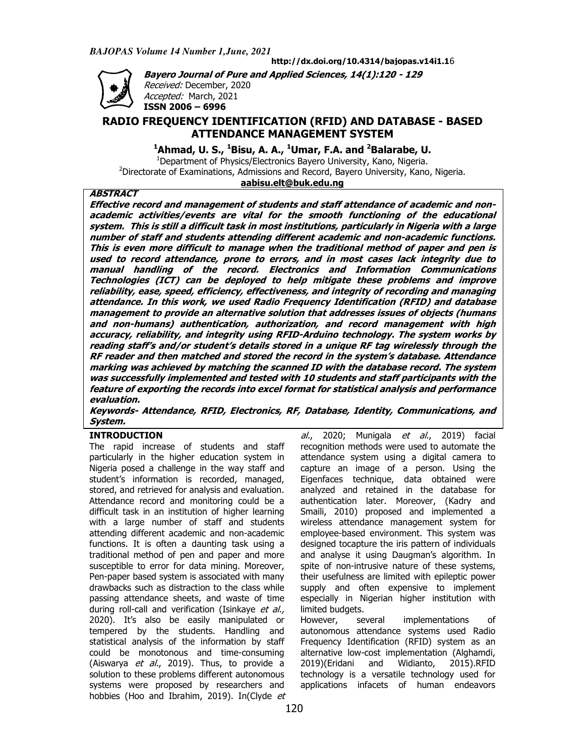# RADIO FREQUENCY IDENTIFICATION (RFID) AND DATABASE - BASED ATTENDANCE MANAGEMENT SYSTEM

**[1]Ahmad, U. S., [1]Bisu, A. A., [1]Umar, F.A. and [2]Balarabe, U.**

[1]Department of Physics/Electronics Bayero University, Kano, Nigeria.
[2]Directorate of Examinations, Admissions and Record, Bayero University, Kano, Nigeria.
**aabisu.elt@buk.edu.ng**

*Received:* December, 2020
*Accepted:* March, 2021
**ISSN 2006 – 6996**

http://dx.doi.org/10.4314/bajopas.v14i1.16

## ABSTRACT

***Effective record and management of students and staff attendance of academic and non-academic activities/events are vital for the smooth functioning of the educational system. This is still a difficult task in most institutions, particularly in Nigeria with a large number of staff and students attending different academic and non-academic functions. This is even more difficult to manage when the traditional method of paper and pen is used to record attendance, prone to errors, and in most cases lack integrity due to manual handling of the record. Electronics and Information Communications Technologies (ICT) can be deployed to help mitigate these problems and improve reliability, ease, speed, efficiency, effectiveness, and integrity of recording and managing attendance. In this work, we used Radio Frequency Identification (RFID) and database management to provide an alternative solution that addresses issues of objects (humans and non-humans) authentication, authorization, and record management with high accuracy, reliability, and integrity using RFID-Arduino technology. The system works by reading staff's and/or student's details stored in a unique RF tag wirelessly through the RF reader and then matched and stored the record in the system's database. Attendance marking was achieved by matching the scanned ID with the database record. The system was successfully implemented and tested with 10 students and staff participants with the feature of exporting the records into excel format for statistical analysis and performance evaluation.***

***Keywords- Attendance, RFID, Electronics, RF, Database, Identity, Communications, and System.***

## INTRODUCTION

The rapid increase of students and staff particularly in the higher education system in Nigeria posed a challenge in the way staff and student's information is recorded, managed, stored, and retrieved for analysis and evaluation. Attendance record and monitoring could be a difficult task in an institution of higher learning with a large number of staff and students attending different academic and non-academic functions. It is often a daunting task using a traditional method of pen and paper and more susceptible to error for data mining. Moreover, Pen-paper based system is associated with many drawbacks such as distraction to the class while passing attendance sheets, and waste of time during roll-call and verification (Isinkaye *et al.,* 2020). It's also be easily manipulated or tempered by the students. Handling and statistical analysis of the information by staff could be monotonous and time-consuming (Aiswarya *et al*., 2019). Thus, to provide a solution to these problems different autonomous systems were proposed by researchers and hobbies (Hoo and Ibrahim, 2019). In(Clyde *et al*., 2020; Munigala *et al*., 2019) facial recognition methods were used to automate the attendance system using a digital camera to capture an image of a person. Using the Eigenfaces technique, data obtained were analyzed and retained in the database for authentication later. Moreover, (Kadry and Smaili, 2010) proposed and implemented a wireless attendance management system for employee-based environment. This system was designed tocapture the iris pattern of individuals and analyse it using Daugman's algorithm. In spite of non-intrusive nature of these systems, their usefulness are limited with epileptic power supply and often expensive to implement especially in Nigerian higher institution with limited budgets.

However, several implementations of autonomous attendance systems used Radio Frequency Identification (RFID) system as an alternative low-cost implementation (Alghamdi, 2019)(Eridani and Widianto, 2015).RFID technology is a versatile technology used for applications infacets of human endeavors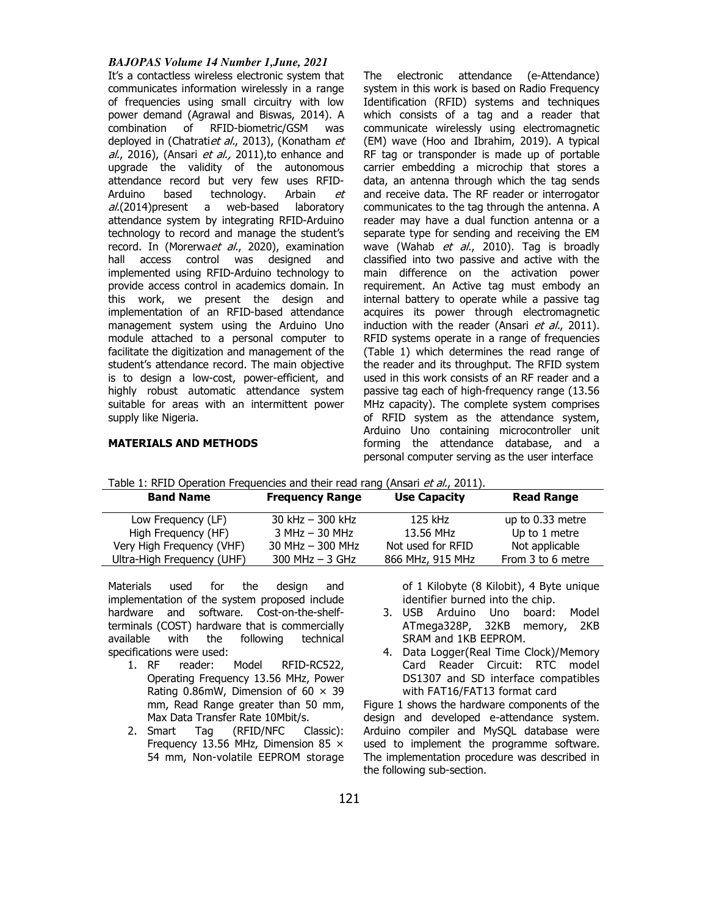It's a contactless wireless electronic system that communicates information wirelessly in a range of frequencies using small circuitry with low power demand (Agrawal and Biswas, 2014). A combination of RFID-biometric/GSM was deployed in (Chatrati*et al*., 2013), (Konatham *et al*., 2016), (Ansari *et al.,* 2011),to enhance and upgrade the validity of the autonomous attendance record but very few uses RFID-Arduino based technology. Arbain *et al*.(2014)present a web-based laboratory attendance system by integrating RFID-Arduino technology to record and manage the student's record. In (Morerwa*et al*., 2020), examination hall access control was designed and implemented using RFID-Arduino technology to provide access control in academics domain. In this work, we present the design and implementation of an RFID-based attendance management system using the Arduino Uno module attached to a personal computer to facilitate the digitization and management of the student's attendance record. The main objective is to design a low-cost, power-efficient, and highly robust automatic attendance system suitable for areas with an intermittent power supply like Nigeria.

**MATERIALS AND METHODS**

The electronic attendance (e-Attendance) system in this work is based on Radio Frequency Identification (RFID) systems and techniques which consists of a tag and a reader that communicate wirelessly using electromagnetic (EM) wave (Hoo and Ibrahim, 2019). A typical RF tag or transponder is made up of portable carrier embedding a microchip that stores a data, an antenna through which the tag sends and receive data. The RF reader or interrogator communicates to the tag through the antenna. A reader may have a dual function antenna or a separate type for sending and receiving the EM wave (Wahab *et al*., 2010). Tag is broadly classified into two passive and active with the main difference on the activation power requirement. An Active tag must embody an internal battery to operate while a passive tag acquires its power through electromagnetic induction with the reader (Ansari *et al*., 2011). RFID systems operate in a range of frequencies (Table 1) which determines the read range of the reader and its throughput. The RFID system used in this work consists of an RF reader and a passive tag each of high-frequency range (13.56 MHz capacity). The complete system comprises of RFID system as the attendance system, Arduino Uno containing microcontroller unit forming the attendance database, and a personal computer serving as the user interface

Table 1: RFID Operation Frequencies and their read rang (Ansari *et al*., 2011).

| Band Name | Frequency Range | Use Capacity | Read Range |
|---|---|---|---|
| Low Frequency (LF) | 30 kHz – 300 kHz | 125 kHz | up to 0.33 metre |
| High Frequency (HF) | 3 MHz – 30 MHz | 13.56 MHz | Up to 1 metre |
| Very High Frequency (VHF) | 30 MHz – 300 MHz | Not used for RFID | Not applicable |
| Ultra-High Frequency (UHF) | 300 MHz – 3 GHz | 866 MHz, 915 MHz | From 3 to 6 metre |

Materials used for the design and implementation of the system proposed include hardware and software. Cost-on-the-shelf-terminals (COST) hardware that is commercially available with the following technical specifications were used:

1. RF reader: Model RFID-RC522, Operating Frequency 13.56 MHz, Power Rating 0.86mW, Dimension of 60 × 39 mm, Read Range greater than 50 mm, Max Data Transfer Rate 10Mbit/s.
2. Smart Tag (RFID/NFC Classic): Frequency 13.56 MHz, Dimension 85 × 54 mm, Non-volatile EEPROM storage of 1 Kilobyte (8 Kilobit), 4 Byte unique identifier burned into the chip.
3. USB Arduino Uno board: Model ATmega328P, 32KB memory, 2KB SRAM and 1KB EEPROM.
4. Data Logger(Real Time Clock)/Memory Card Reader Circuit: RTC model DS1307 and SD interface compatibles with FAT16/FAT13 format card

Figure 1 shows the hardware components of the design and developed e-attendance system. Arduino compiler and MySQL database were used to implement the programme software. The implementation procedure was described in the following sub-section.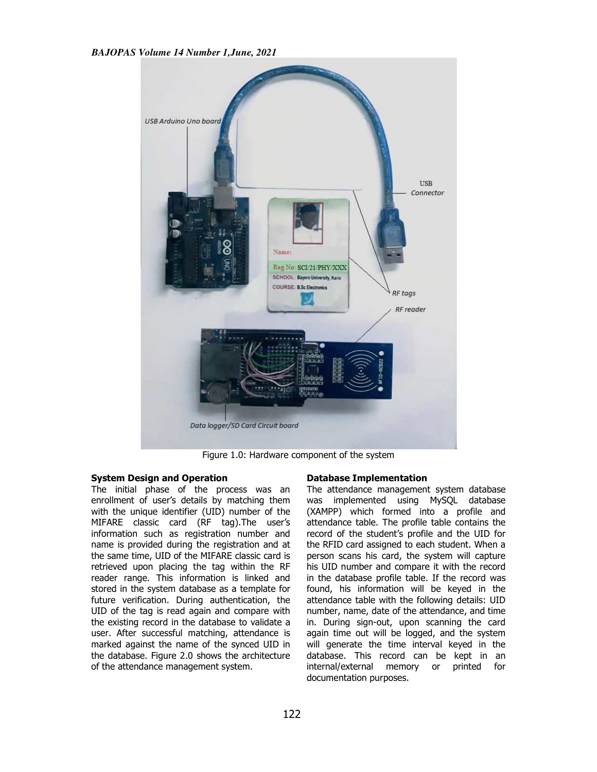Figure 1.0: Hardware component of the system

**System Design and Operation**

The initial phase of the process was an enrollment of user's details by matching them with the unique identifier (UID) number of the MIFARE classic card (RF tag).The user's information such as registration number and name is provided during the registration and at the same time, UID of the MIFARE classic card is retrieved upon placing the tag within the RF reader range. This information is linked and stored in the system database as a template for future verification. During authentication, the UID of the tag is read again and compare with the existing record in the database to validate a user. After successful matching, attendance is marked against the name of the synced UID in the database. Figure 2.0 shows the architecture of the attendance management system.

**Database Implementation**

The attendance management system database was implemented using MySQL database (XAMPP) which formed into a profile and attendance table. The profile table contains the record of the student's profile and the UID for the RFID card assigned to each student. When a person scans his card, the system will capture his UID number and compare it with the record in the database profile table. If the record was found, his information will be keyed in the attendance table with the following details: UID number, name, date of the attendance, and time in. During sign-out, upon scanning the card again time out will be logged, and the system will generate the time interval keyed in the database. This record can be kept in an internal/external memory or printed for documentation purposes.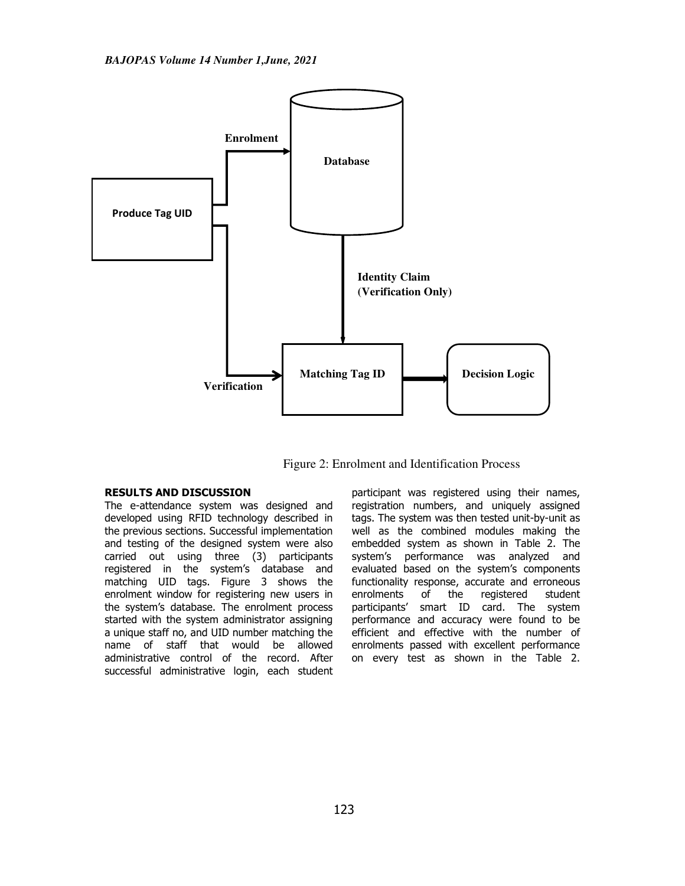Figure 2: Enrolment and Identification Process

## RESULTS AND DISCUSSION

The e-attendance system was designed and developed using RFID technology described in the previous sections. Successful implementation and testing of the designed system were also carried out using three (3) participants registered in the system's database and matching UID tags. Figure 3 shows the enrolment window for registering new users in the system's database. The enrolment process started with the system administrator assigning a unique staff no, and UID number matching the name of staff that would be allowed administrative control of the record. After successful administrative login, each student participant was registered using their names, registration numbers, and uniquely assigned tags. The system was then tested unit-by-unit as well as the combined modules making the embedded system as shown in Table 2. The system's performance was analyzed and evaluated based on the system's components functionality response, accurate and erroneous enrolments of the registered student participants' smart ID card. The system performance and accuracy were found to be efficient and effective with the number of enrolments passed with excellent performance on every test as shown in the Table 2.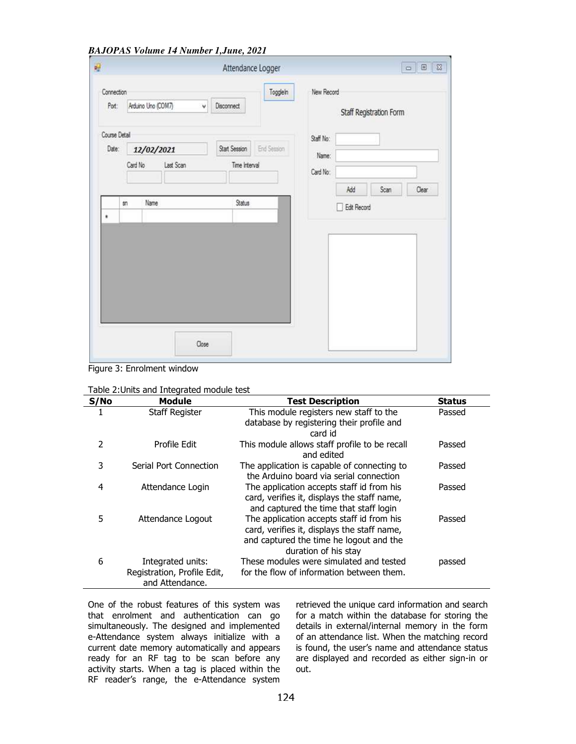Figure 3: Enrolment window

Table 2:Units and Integrated module test

| S/No | Module | Test Description | Status |
|---|---|---|---|
| 1 | Staff Register | This module registers new staff to the database by registering their profile and card id | Passed |
| 2 | Profile Edit | This module allows staff profile to be recall and edited | Passed |
| 3 | Serial Port Connection | The application is capable of connecting to the Arduino board via serial connection | Passed |
| 4 | Attendance Login | The application accepts staff id from his card, verifies it, displays the staff name, and captured the time that staff login | Passed |
| 5 | Attendance Logout | The application accepts staff id from his card, verifies it, displays the staff name, and captured the time he logout and the duration of his stay | Passed |
| 6 | Integrated units: Registration, Profile Edit, and Attendance. | These modules were simulated and tested for the flow of information between them. | passed |

One of the robust features of this system was that enrolment and authentication can go simultaneously. The designed and implemented e-Attendance system always initialize with a current date memory automatically and appears ready for an RF tag to be scan before any activity starts. When a tag is placed within the RF reader's range, the e-Attendance system retrieved the unique card information and search for a match within the database for storing the details in external/internal memory in the form of an attendance list. When the matching record is found, the user's name and attendance status are displayed and recorded as either sign-in or out.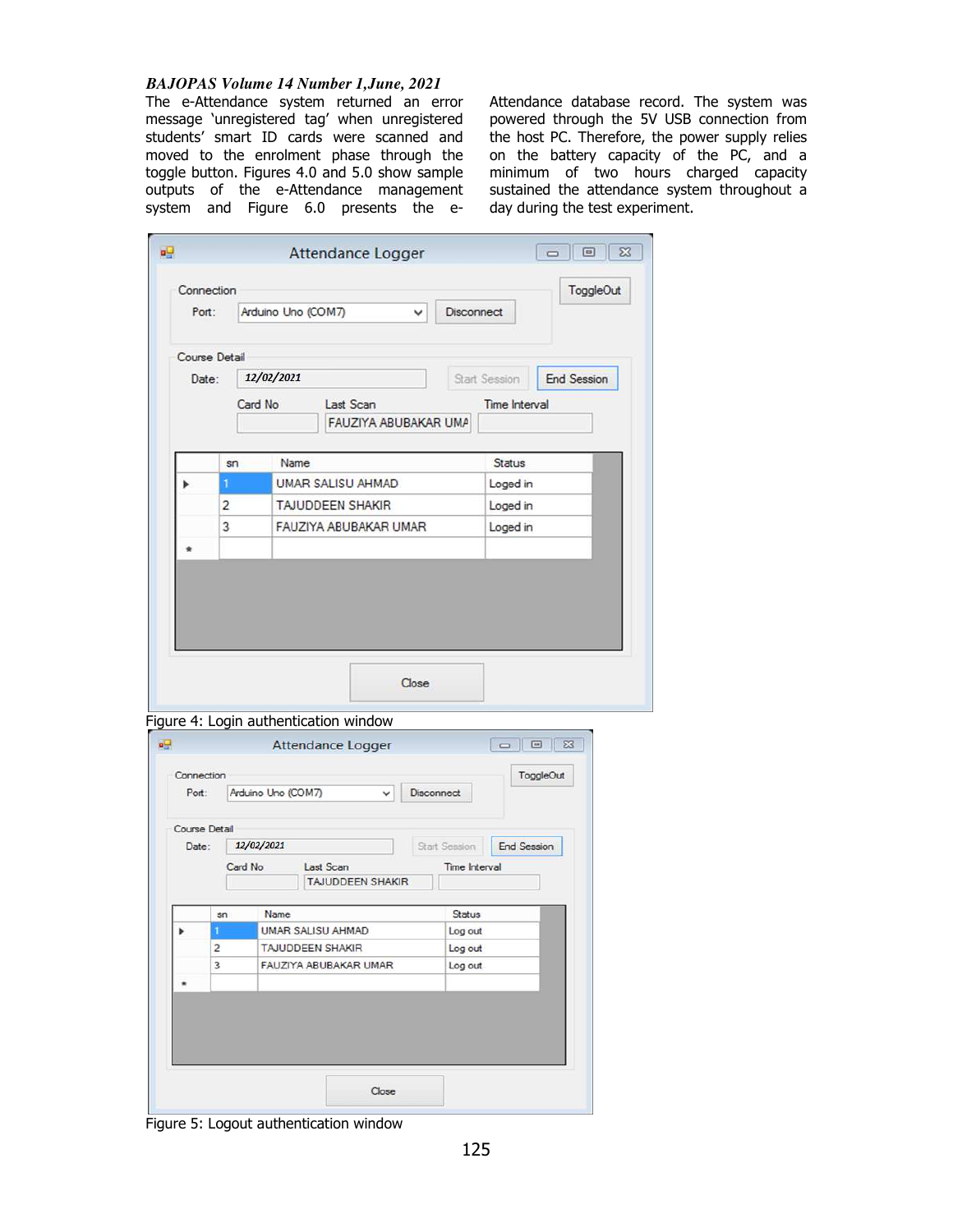The e-Attendance system returned an error message 'unregistered tag' when unregistered students' smart ID cards were scanned and moved to the enrolment phase through the toggle button. Figures 4.0 and 5.0 show sample outputs of the e-Attendance management system and Figure 6.0 presents the e-Attendance database record. The system was powered through the 5V USB connection from the host PC. Therefore, the power supply relies on the battery capacity of the PC, and a minimum of two hours charged capacity sustained the attendance system throughout a day during the test experiment.

Figure 4: Login authentication window

Figure 5: Logout authentication window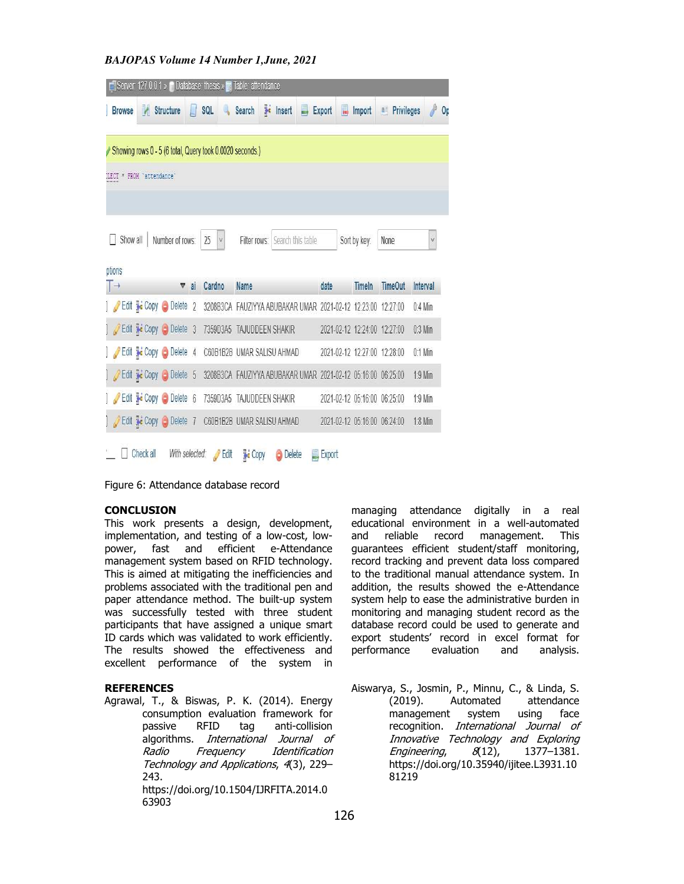| ai | Cardno | Name | date | TimeIn | TimeOut | Interval |
|---|---|---|---|---|---|---|
| 2 | 3208B3CA | FAUZIYYA ABUBAKAR UMAR | 2021-02-12 | 12:23:00 | 12:27:00 | 0:4 Min |
| 3 | 7359D3A5 | TAJUDDEEN SHAKIR | 2021-02-12 | 12:24:00 | 12:27:00 | 0:3 Min |
| 4 | C60B1B2B | UMAR SALISU AHMAD | 2021-02-12 | 12:27:00 | 12:28:00 | 0:1 Min |
| 5 | 3208B3CA | FAUZIYYA ABUBAKAR UMAR | 2021-02-12 | 05:16:00 | 06:25:00 | 1:9 Min |
| 6 | 7359D3A5 | TAJUDDEEN SHAKIR | 2021-02-12 | 05:16:00 | 06:25:00 | 1:9 Min |
| 7 | C60B1B2B | UMAR SALISU AHMAD | 2021-02-12 | 05:16:00 | 06:24:00 | 1:8 Min |

Figure 6: Attendance database record

## CONCLUSION

This work presents a design, development, implementation, and testing of a low-cost, low-power, fast and efficient e-Attendance management system based on RFID technology. This is aimed at mitigating the inefficiencies and problems associated with the traditional pen and paper attendance method. The built-up system was successfully tested with three student participants that have assigned a unique smart ID cards which was validated to work efficiently. The results showed the effectiveness and excellent performance of the system in managing attendance digitally in a real educational environment in a well-automated and reliable record management. This guarantees efficient student/staff monitoring, record tracking and prevent data loss compared to the traditional manual attendance system. In addition, the results showed the e-Attendance system help to ease the administrative burden in monitoring and managing student record as the database record could be used to generate and export students' record in excel format for performance evaluation and analysis.

## REFERENCES

Agrawal, T., & Biswas, P. K. (2014). Energy consumption evaluation framework for passive RFID tag anti-collision algorithms. *International Journal of Radio Frequency Identification Technology and Applications*, *4*(3), 229–243. https://doi.org/10.1504/IJRFITA.2014.063903

Aiswarya, S., Josmin, P., Minnu, C., & Linda, S. (2019). Automated attendance management system using face recognition. *International Journal of Innovative Technology and Exploring Engineering*, *8*(12), 1377–1381. https://doi.org/10.35940/ijitee.L3931.1081219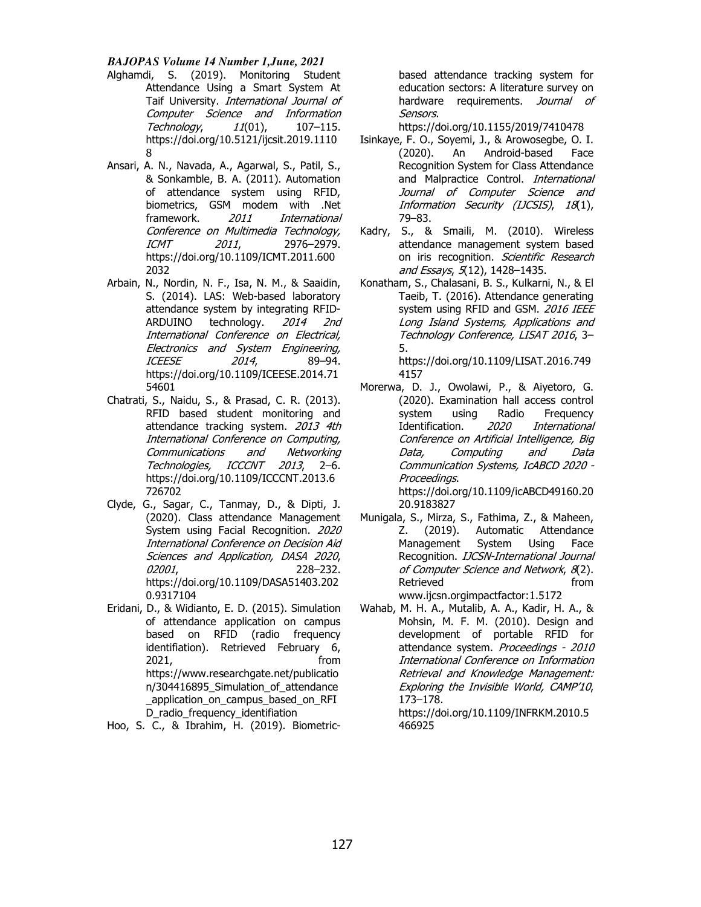Alghamdi, S. (2019). Monitoring Student Attendance Using a Smart System At Taif University. *International Journal of Computer Science and Information Technology*, *11*(01), 107–115. https://doi.org/10.5121/ijcsit.2019.11108

Ansari, A. N., Navada, A., Agarwal, S., Patil, S., & Sonkamble, B. A. (2011). Automation of attendance system using RFID, biometrics, GSM modem with .Net framework. *2011 International Conference on Multimedia Technology, ICMT 2011*, 2976–2979. https://doi.org/10.1109/ICMT.2011.6002032

Arbain, N., Nordin, N. F., Isa, N. M., & Saaidin, S. (2014). LAS: Web-based laboratory attendance system by integrating RFID-ARDUINO technology. *2014 2nd International Conference on Electrical, Electronics and System Engineering, ICEESE 2014*, 89–94. https://doi.org/10.1109/ICEESE.2014.7154601

Chatrati, S., Naidu, S., & Prasad, C. R. (2013). RFID based student monitoring and attendance tracking system. *2013 4th International Conference on Computing, Communications and Networking Technologies, ICCCNT 2013*, 2–6. https://doi.org/10.1109/ICCCNT.2013.6726702

Clyde, G., Sagar, C., Tanmay, D., & Dipti, J. (2020). Class attendance Management System using Facial Recognition. *2020 International Conference on Decision Aid Sciences and Application, DASA 2020*, *02001*, 228–232. https://doi.org/10.1109/DASA51403.2020.9317104

Eridani, D., & Widianto, E. D. (2015). Simulation of attendance application on campus based on RFID (radio frequency identifiation). Retrieved February 6, 2021, from https://www.researchgate.net/publication/304416895_Simulation_of_attendance_application_on_campus_based_on_RFID_radio_frequency_identifiation

Hoo, S. C., & Ibrahim, H. (2019). Biometric-based attendance tracking system for education sectors: A literature survey on hardware requirements. *Journal of Sensors*. https://doi.org/10.1155/2019/7410478

Isinkaye, F. O., Soyemi, J., & Arowosegbe, O. I. (2020). An Android-based Face Recognition System for Class Attendance and Malpractice Control. *International Journal of Computer Science and Information Security (IJCSIS)*, *18*(1), 79–83.

Kadry, S., & Smaili, M. (2010). Wireless attendance management system based on iris recognition. *Scientific Research and Essays*, *5*(12), 1428–1435.

Konatham, S., Chalasani, B. S., Kulkarni, N., & El Taeib, T. (2016). Attendance generating system using RFID and GSM. *2016 IEEE Long Island Systems, Applications and Technology Conference, LISAT 2016*, 3–5. https://doi.org/10.1109/LISAT.2016.7494157

Morerwa, D. J., Owolawi, P., & Aiyetoro, G. (2020). Examination hall access control system using Radio Frequency Identification. *2020 International Conference on Artificial Intelligence, Big Data, Computing and Data Communication Systems, IcABCD 2020 - Proceedings*. https://doi.org/10.1109/icABCD49160.2020.9183827

Munigala, S., Mirza, S., Fathima, Z., & Maheen, Z. (2019). Automatic Attendance Management System Using Face Recognition. *IJCSN-International Journal of Computer Science and Network*, *8*(2). Retrieved from www.ijcsn.orgimpactfactor:1.5172

Wahab, M. H. A., Mutalib, A. A., Kadir, H. A., & Mohsin, M. F. M. (2010). Design and development of portable RFID for attendance system. *Proceedings - 2010 International Conference on Information Retrieval and Knowledge Management: Exploring the Invisible World, CAMP'10*, 173–178. https://doi.org/10.1109/INFRKM.2010.5466925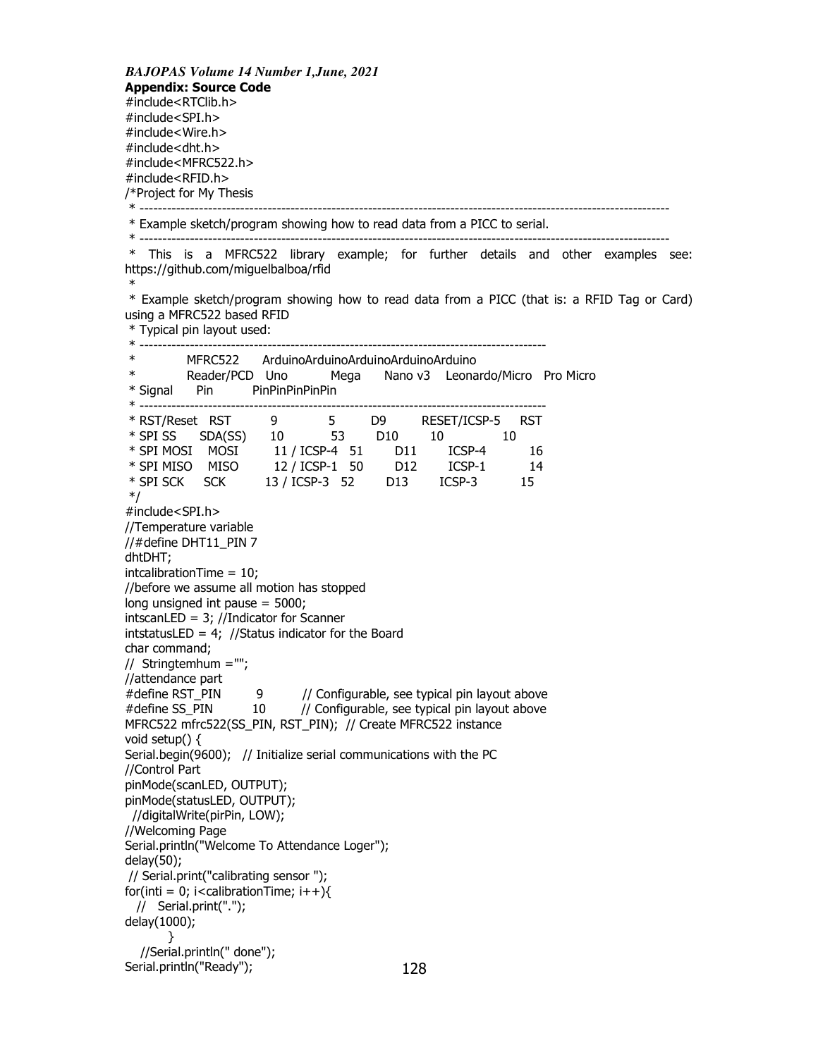**Appendix: Source Code**

```
#include<RTClib.h>
#include<SPI.h>
#include<Wire.h>
#include<dht.h>
#include<MFRC522.h>
#include<RFID.h>
/*Project for My Thesis
 * --------------------------------------------------------------------------------------------------------------------
 * Example sketch/program showing how to read data from a PICC to serial.
 * --------------------------------------------------------------------------------------------------------------------
 * This is a MFRC522 library example; for further details and other examples see: https://github.com/miguelbalboa/rfid
 *
 * Example sketch/program showing how to read data from a PICC (that is: a RFID Tag or Card) using a MFRC522 based RFID
 * Typical pin layout used:
 * -------------------------------------------------------------------------------------
 *             MFRC522      ArduinoArduinoArduinoArduinoArduino
 *             Reader/PCD   Uno          Mega      Nano v3    Leonardo/Micro   Pro Micro
 * Signal      Pin          PinPinPinPinPin
 * -------------------------------------------------------------------------------------
 * RST/Reset   RST          9            5         D9         RESET/ICSP-5     RST
 * SPI SS      SDA(SS)      10           53        D10        10               10
 * SPI MOSI    MOSI         11 / ICSP-4  51        D11        ICSP-4           16
 * SPI MISO    MISO         12 / ICSP-1  50        D12        ICSP-1           14
 * SPI SCK     SCK          13 / ICSP-3  52        D13        ICSP-3           15
 */
#include<SPI.h>
//Temperature variable
//#define DHT11_PIN 7
dhtDHT;
intcalibrationTime = 10;
//before we assume all motion has stopped
long unsigned int pause = 5000;
intscanLED = 3; //Indicator for Scanner
intstatusLED = 4;  //Status indicator for the Board
char command;
//  Stringtemhum ="";
//attendance part
#define RST_PIN         9          // Configurable, see typical pin layout above
#define SS_PIN          10         // Configurable, see typical pin layout above
MFRC522 mfrc522(SS_PIN, RST_PIN);  // Create MFRC522 instance
void setup() {
Serial.begin(9600);   // Initialize serial communications with the PC
//Control Part
pinMode(scanLED, OUTPUT);
pinMode(statusLED, OUTPUT);
  //digitalWrite(pirPin, LOW);
//Welcoming Page
Serial.println("Welcome To Attendance Loger");
delay(50);
 // Serial.print("calibrating sensor ");
for(inti = 0; i<calibrationTime; i++){
   //   Serial.print(".");
delay(1000);
        }
   //Serial.println(" done");
Serial.println("Ready");
```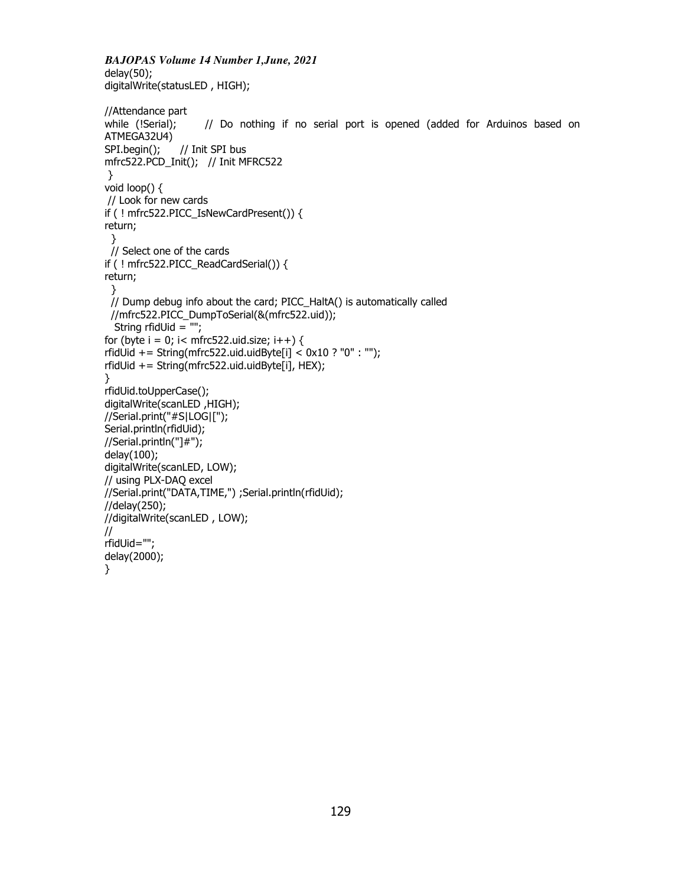```
delay(50);
digitalWrite(statusLED , HIGH);

//Attendance part
while (!Serial);       // Do nothing if no serial port is opened (added for Arduinos based on ATMEGA32U4)
SPI.begin();      // Init SPI bus
mfrc522.PCD_Init();   // Init MFRC522
 }
void loop() {
 // Look for new cards
if ( ! mfrc522.PICC_IsNewCardPresent()) {
return;
  }
  // Select one of the cards
if ( ! mfrc522.PICC_ReadCardSerial()) {
return;
  }
  // Dump debug info about the card; PICC_HaltA() is automatically called
  //mfrc522.PICC_DumpToSerial(&(mfrc522.uid));
   String rfidUid = "";
for (byte i = 0; i< mfrc522.uid.size; i++) {
rfidUid += String(mfrc522.uid.uidByte[i] < 0x10 ? "0" : "");
rfidUid += String(mfrc522.uid.uidByte[i], HEX);
}
rfidUid.toUpperCase();
digitalWrite(scanLED ,HIGH);
//Serial.print("#S|LOG|[");
Serial.println(rfidUid);
//Serial.println("]#");
delay(100);
digitalWrite(scanLED, LOW);
// using PLX-DAQ excel
//Serial.print("DATA,TIME,") ;Serial.println(rfidUid);
//delay(250);
//digitalWrite(scanLED , LOW);
//
rfidUid="";
delay(2000);
}
```